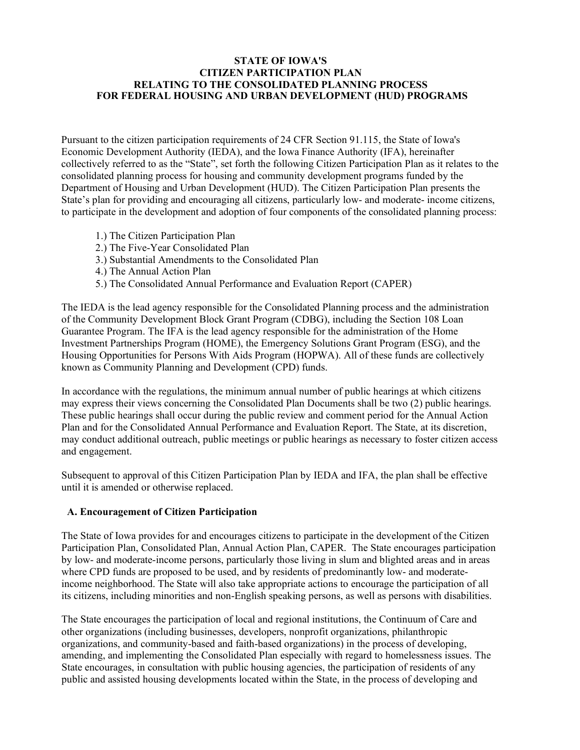# STATE OF IOWA'S
# CITIZEN PARTICIPATION PLAN
# RELATING TO THE CONSOLIDATED PLANNING PROCESS
# FOR FEDERAL HOUSING AND URBAN DEVELOPMENT (HUD) PROGRAMS

Pursuant to the citizen participation requirements of 24 CFR Section 91.115, the State of Iowa's Economic Development Authority (IEDA), and the Iowa Finance Authority (IFA), hereinafter collectively referred to as the "State", set forth the following Citizen Participation Plan as it relates to the consolidated planning process for housing and community development programs funded by the Department of Housing and Urban Development (HUD). The Citizen Participation Plan presents the State's plan for providing and encouraging all citizens, particularly low- and moderate- income citizens, to participate in the development and adoption of four components of the consolidated planning process:

1.) The Citizen Participation Plan
2.) The Five-Year Consolidated Plan
3.) Substantial Amendments to the Consolidated Plan
4.) The Annual Action Plan
5.) The Consolidated Annual Performance and Evaluation Report (CAPER)

The IEDA is the lead agency responsible for the Consolidated Planning process and the administration of the Community Development Block Grant Program (CDBG), including the Section 108 Loan Guarantee Program. The IFA is the lead agency responsible for the administration of the Home Investment Partnerships Program (HOME), the Emergency Solutions Grant Program (ESG), and the Housing Opportunities for Persons With Aids Program (HOPWA). All of these funds are collectively known as Community Planning and Development (CPD) funds.

In accordance with the regulations, the minimum annual number of public hearings at which citizens may express their views concerning the Consolidated Plan Documents shall be two (2) public hearings. These public hearings shall occur during the public review and comment period for the Annual Action Plan and for the Consolidated Annual Performance and Evaluation Report. The State, at its discretion, may conduct additional outreach, public meetings or public hearings as necessary to foster citizen access and engagement.

Subsequent to approval of this Citizen Participation Plan by IEDA and IFA, the plan shall be effective until it is amended or otherwise replaced.

## A. Encouragement of Citizen Participation

The State of Iowa provides for and encourages citizens to participate in the development of the Citizen Participation Plan, Consolidated Plan, Annual Action Plan, CAPER. The State encourages participation by low- and moderate-income persons, particularly those living in slum and blighted areas and in areas where CPD funds are proposed to be used, and by residents of predominantly low- and moderate-income neighborhood. The State will also take appropriate actions to encourage the participation of all its citizens, including minorities and non-English speaking persons, as well as persons with disabilities.

The State encourages the participation of local and regional institutions, the Continuum of Care and other organizations (including businesses, developers, nonprofit organizations, philanthropic organizations, and community-based and faith-based organizations) in the process of developing, amending, and implementing the Consolidated Plan especially with regard to homelessness issues. The State encourages, in consultation with public housing agencies, the participation of residents of any public and assisted housing developments located within the State, in the process of developing and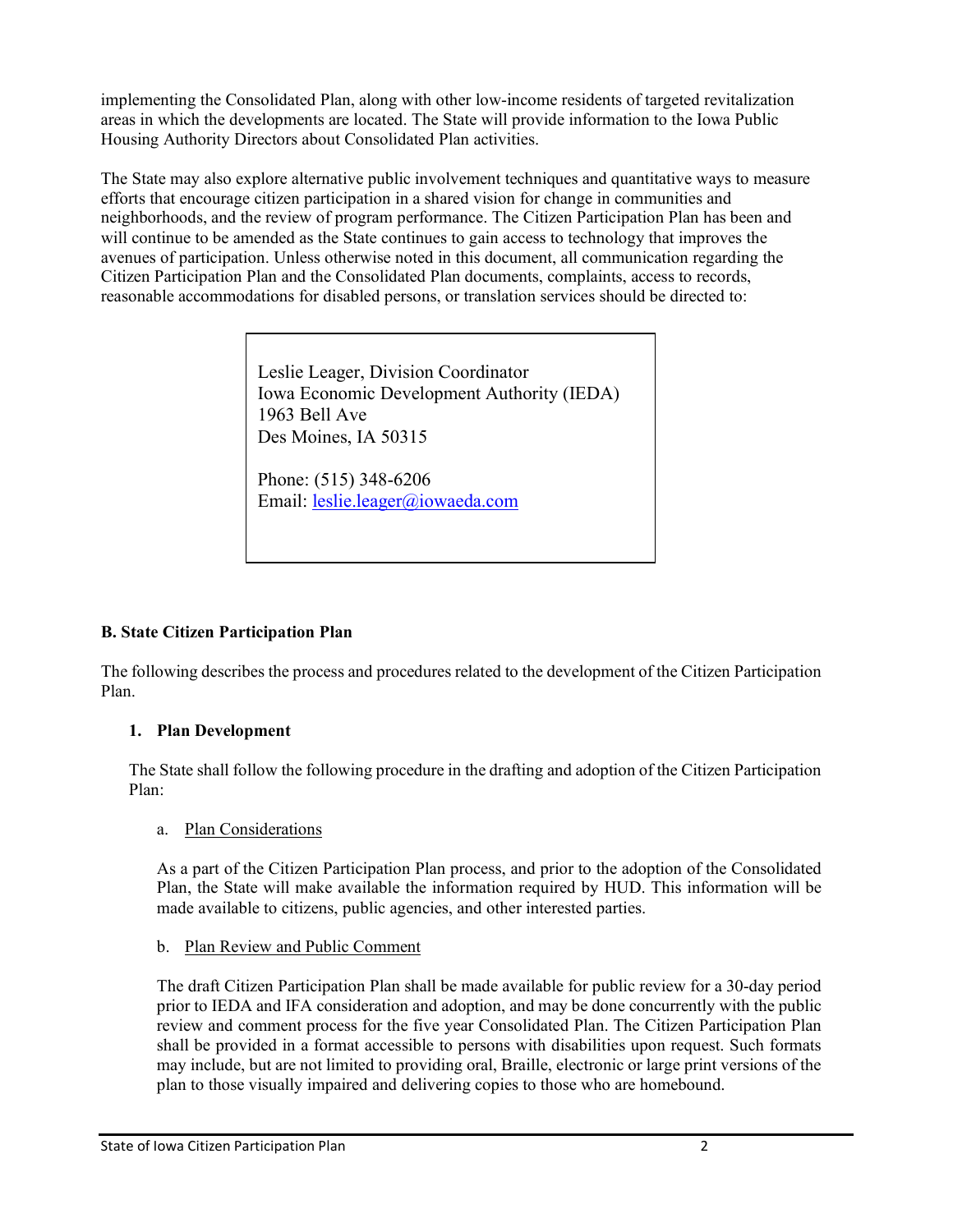implementing the Consolidated Plan, along with other low-income residents of targeted revitalization areas in which the developments are located. The State will provide information to the Iowa Public Housing Authority Directors about Consolidated Plan activities.

The State may also explore alternative public involvement techniques and quantitative ways to measure efforts that encourage citizen participation in a shared vision for change in communities and neighborhoods, and the review of program performance. The Citizen Participation Plan has been and will continue to be amended as the State continues to gain access to technology that improves the avenues of participation. Unless otherwise noted in this document, all communication regarding the Citizen Participation Plan and the Consolidated Plan documents, complaints, access to records, reasonable accommodations for disabled persons, or translation services should be directed to:

> Leslie Leager, Division Coordinator
> Iowa Economic Development Authority (IEDA)
> 1963 Bell Ave
> Des Moines, IA 50315
>
> Phone: (515) 348-6206
> Email: leslie.leager@iowaeda.com

**B. State Citizen Participation Plan**

The following describes the process and procedures related to the development of the Citizen Participation Plan.

1. **Plan Development**

   The State shall follow the following procedure in the drafting and adoption of the Citizen Participation Plan:

   a. Plan Considerations

   As a part of the Citizen Participation Plan process, and prior to the adoption of the Consolidated Plan, the State will make available the information required by HUD. This information will be made available to citizens, public agencies, and other interested parties.

   b. Plan Review and Public Comment

   The draft Citizen Participation Plan shall be made available for public review for a 30-day period prior to IEDA and IFA consideration and adoption, and may be done concurrently with the public review and comment process for the five year Consolidated Plan. The Citizen Participation Plan shall be provided in a format accessible to persons with disabilities upon request. Such formats may include, but are not limited to providing oral, Braille, electronic or large print versions of the plan to those visually impaired and delivering copies to those who are homebound.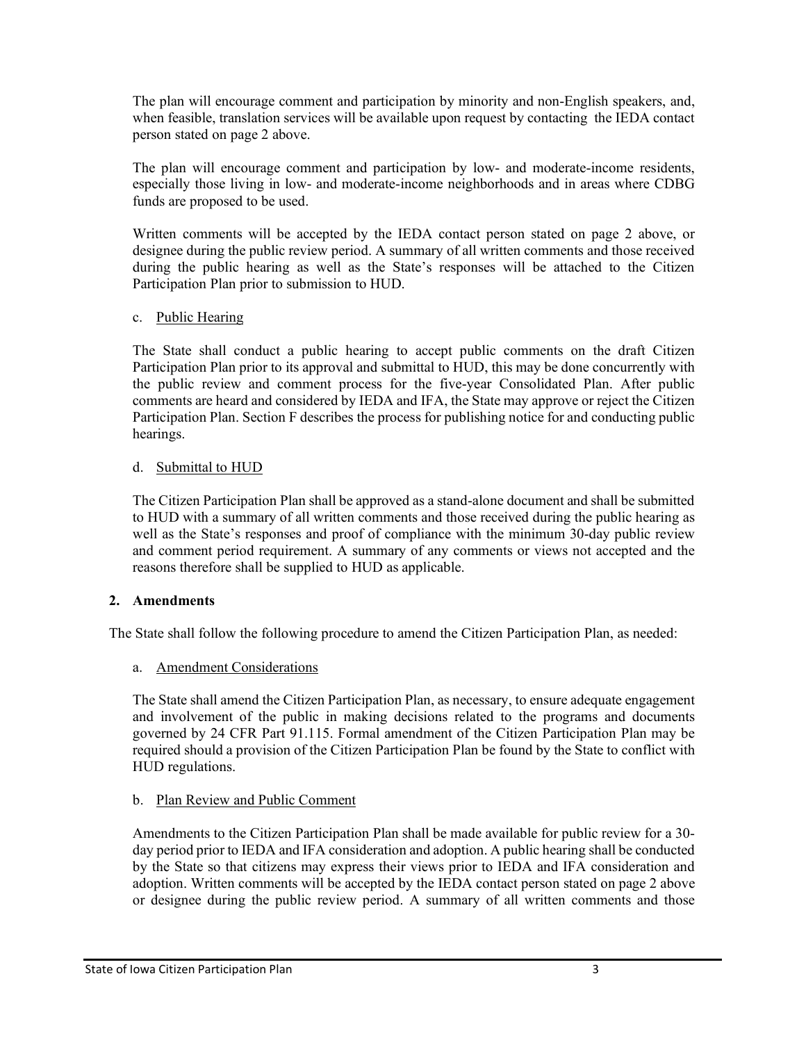The plan will encourage comment and participation by minority and non-English speakers, and, when feasible, translation services will be available upon request by contacting  the IEDA contact person stated on page 2 above.

The plan will encourage comment and participation by low- and moderate-income residents, especially those living in low- and moderate-income neighborhoods and in areas where CDBG funds are proposed to be used.

Written comments will be accepted by the IEDA contact person stated on page 2 above, or designee during the public review period. A summary of all written comments and those received during the public hearing as well as the State's responses will be attached to the Citizen Participation Plan prior to submission to HUD.

c. Public Hearing

The State shall conduct a public hearing to accept public comments on the draft Citizen Participation Plan prior to its approval and submittal to HUD, this may be done concurrently with the public review and comment process for the five-year Consolidated Plan. After public comments are heard and considered by IEDA and IFA, the State may approve or reject the Citizen Participation Plan. Section F describes the process for publishing notice for and conducting public hearings.

d. Submittal to HUD

The Citizen Participation Plan shall be approved as a stand-alone document and shall be submitted to HUD with a summary of all written comments and those received during the public hearing as well as the State's responses and proof of compliance with the minimum 30-day public review and comment period requirement. A summary of any comments or views not accepted and the reasons therefore shall be supplied to HUD as applicable.

**2. Amendments**

The State shall follow the following procedure to amend the Citizen Participation Plan, as needed:

a. Amendment Considerations

The State shall amend the Citizen Participation Plan, as necessary, to ensure adequate engagement and involvement of the public in making decisions related to the programs and documents governed by 24 CFR Part 91.115. Formal amendment of the Citizen Participation Plan may be required should a provision of the Citizen Participation Plan be found by the State to conflict with HUD regulations.

b. Plan Review and Public Comment

Amendments to the Citizen Participation Plan shall be made available for public review for a 30-day period prior to IEDA and IFA consideration and adoption. A public hearing shall be conducted by the State so that citizens may express their views prior to IEDA and IFA consideration and adoption. Written comments will be accepted by the IEDA contact person stated on page 2 above or designee during the public review period. A summary of all written comments and those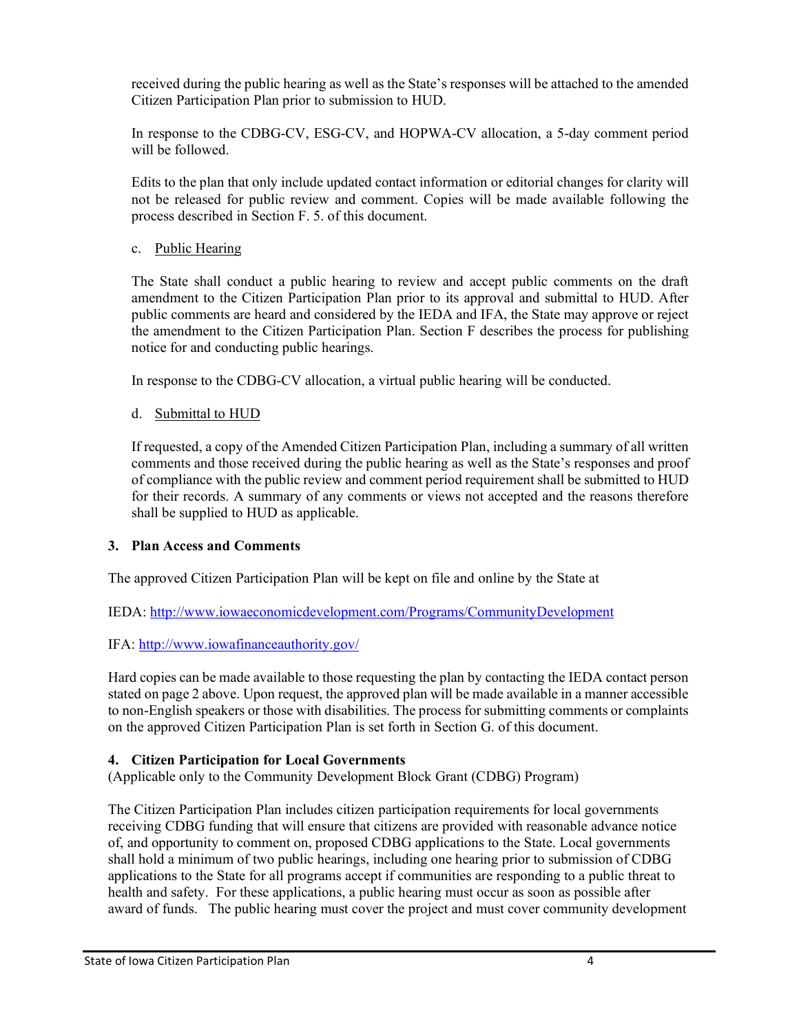received during the public hearing as well as the State's responses will be attached to the amended Citizen Participation Plan prior to submission to HUD.

In response to the CDBG-CV, ESG-CV, and HOPWA-CV allocation, a 5-day comment period will be followed.

Edits to the plan that only include updated contact information or editorial changes for clarity will not be released for public review and comment. Copies will be made available following the process described in Section F. 5. of this document.

c. Public Hearing

The State shall conduct a public hearing to review and accept public comments on the draft amendment to the Citizen Participation Plan prior to its approval and submittal to HUD. After public comments are heard and considered by the IEDA and IFA, the State may approve or reject the amendment to the Citizen Participation Plan. Section F describes the process for publishing notice for and conducting public hearings.

In response to the CDBG-CV allocation, a virtual public hearing will be conducted.

d. Submittal to HUD

If requested, a copy of the Amended Citizen Participation Plan, including a summary of all written comments and those received during the public hearing as well as the State's responses and proof of compliance with the public review and comment period requirement shall be submitted to HUD for their records. A summary of any comments or views not accepted and the reasons therefore shall be supplied to HUD as applicable.

**3. Plan Access and Comments**

The approved Citizen Participation Plan will be kept on file and online by the State at

IEDA: http://www.iowaeconomicdevelopment.com/Programs/CommunityDevelopment

IFA: http://www.iowafinanceauthority.gov/

Hard copies can be made available to those requesting the plan by contacting the IEDA contact person stated on page 2 above. Upon request, the approved plan will be made available in a manner accessible to non-English speakers or those with disabilities. The process for submitting comments or complaints on the approved Citizen Participation Plan is set forth in Section G. of this document.

**4. Citizen Participation for Local Governments**
(Applicable only to the Community Development Block Grant (CDBG) Program)

The Citizen Participation Plan includes citizen participation requirements for local governments receiving CDBG funding that will ensure that citizens are provided with reasonable advance notice of, and opportunity to comment on, proposed CDBG applications to the State. Local governments shall hold a minimum of two public hearings, including one hearing prior to submission of CDBG applications to the State for all programs accept if communities are responding to a public threat to health and safety. For these applications, a public hearing must occur as soon as possible after award of funds. The public hearing must cover the project and must cover community development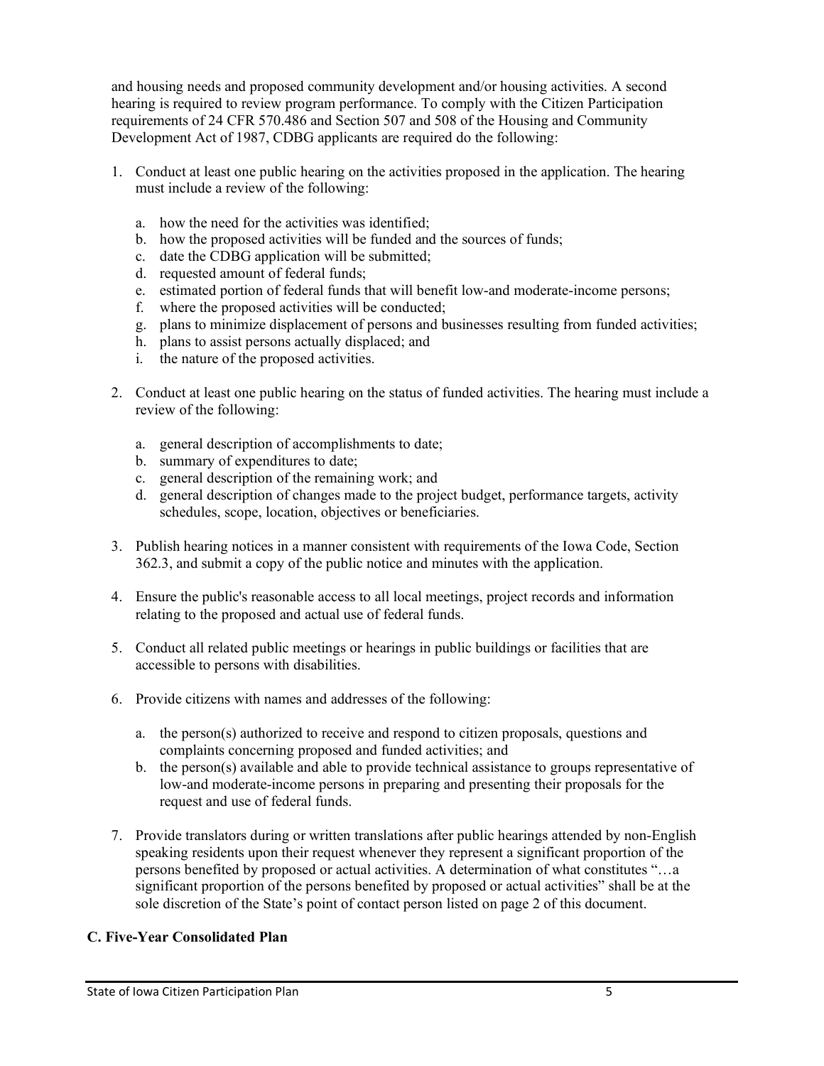and housing needs and proposed community development and/or housing activities. A second hearing is required to review program performance. To comply with the Citizen Participation requirements of 24 CFR 570.486 and Section 507 and 508 of the Housing and Community Development Act of 1987, CDBG applicants are required do the following:

1. Conduct at least one public hearing on the activities proposed in the application. The hearing must include a review of the following:

   a. how the need for the activities was identified;
   b. how the proposed activities will be funded and the sources of funds;
   c. date the CDBG application will be submitted;
   d. requested amount of federal funds;
   e. estimated portion of federal funds that will benefit low-and moderate-income persons;
   f. where the proposed activities will be conducted;
   g. plans to minimize displacement of persons and businesses resulting from funded activities;
   h. plans to assist persons actually displaced; and
   i. the nature of the proposed activities.

2. Conduct at least one public hearing on the status of funded activities. The hearing must include a review of the following:

   a. general description of accomplishments to date;
   b. summary of expenditures to date;
   c. general description of the remaining work; and
   d. general description of changes made to the project budget, performance targets, activity schedules, scope, location, objectives or beneficiaries.

3. Publish hearing notices in a manner consistent with requirements of the Iowa Code, Section 362.3, and submit a copy of the public notice and minutes with the application.

4. Ensure the public's reasonable access to all local meetings, project records and information relating to the proposed and actual use of federal funds.

5. Conduct all related public meetings or hearings in public buildings or facilities that are accessible to persons with disabilities.

6. Provide citizens with names and addresses of the following:

   a. the person(s) authorized to receive and respond to citizen proposals, questions and complaints concerning proposed and funded activities; and
   b. the person(s) available and able to provide technical assistance to groups representative of low-and moderate-income persons in preparing and presenting their proposals for the request and use of federal funds.

7. Provide translators during or written translations after public hearings attended by non-English speaking residents upon their request whenever they represent a significant proportion of the persons benefited by proposed or actual activities. A determination of what constitutes "…a significant proportion of the persons benefited by proposed or actual activities" shall be at the sole discretion of the State's point of contact person listed on page 2 of this document.

### C. Five-Year Consolidated Plan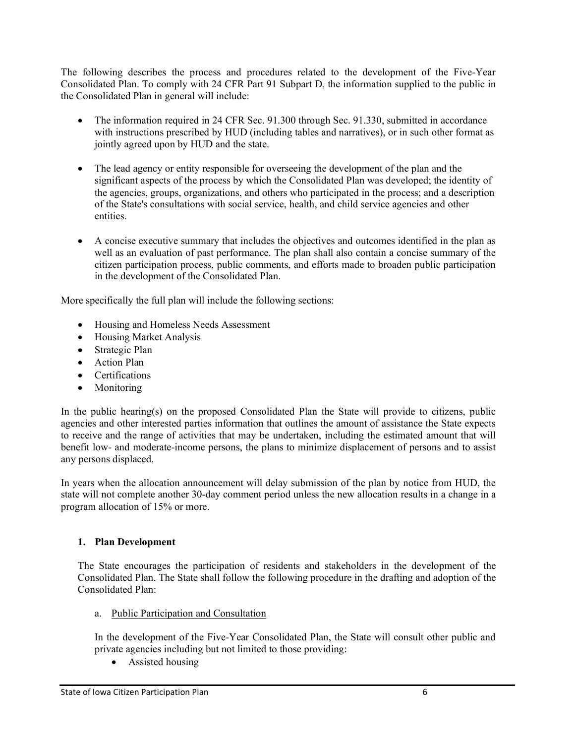The following describes the process and procedures related to the development of the Five-Year Consolidated Plan. To comply with 24 CFR Part 91 Subpart D, the information supplied to the public in the Consolidated Plan in general will include:

- The information required in 24 CFR Sec. 91.300 through Sec. 91.330, submitted in accordance with instructions prescribed by HUD (including tables and narratives), or in such other format as jointly agreed upon by HUD and the state.

- The lead agency or entity responsible for overseeing the development of the plan and the significant aspects of the process by which the Consolidated Plan was developed; the identity of the agencies, groups, organizations, and others who participated in the process; and a description of the State's consultations with social service, health, and child service agencies and other entities.

- A concise executive summary that includes the objectives and outcomes identified in the plan as well as an evaluation of past performance. The plan shall also contain a concise summary of the citizen participation process, public comments, and efforts made to broaden public participation in the development of the Consolidated Plan.

More specifically the full plan will include the following sections:

- Housing and Homeless Needs Assessment
- Housing Market Analysis
- Strategic Plan
- Action Plan
- Certifications
- Monitoring

In the public hearing(s) on the proposed Consolidated Plan the State will provide to citizens, public agencies and other interested parties information that outlines the amount of assistance the State expects to receive and the range of activities that may be undertaken, including the estimated amount that will benefit low- and moderate-income persons, the plans to minimize displacement of persons and to assist any persons displaced.

In years when the allocation announcement will delay submission of the plan by notice from HUD, the state will not complete another 30-day comment period unless the new allocation results in a change in a program allocation of 15% or more.

### 1. Plan Development

The State encourages the participation of residents and stakeholders in the development of the Consolidated Plan. The State shall follow the following procedure in the drafting and adoption of the Consolidated Plan:

a. Public Participation and Consultation

In the development of the Five-Year Consolidated Plan, the State will consult other public and private agencies including but not limited to those providing:

- Assisted housing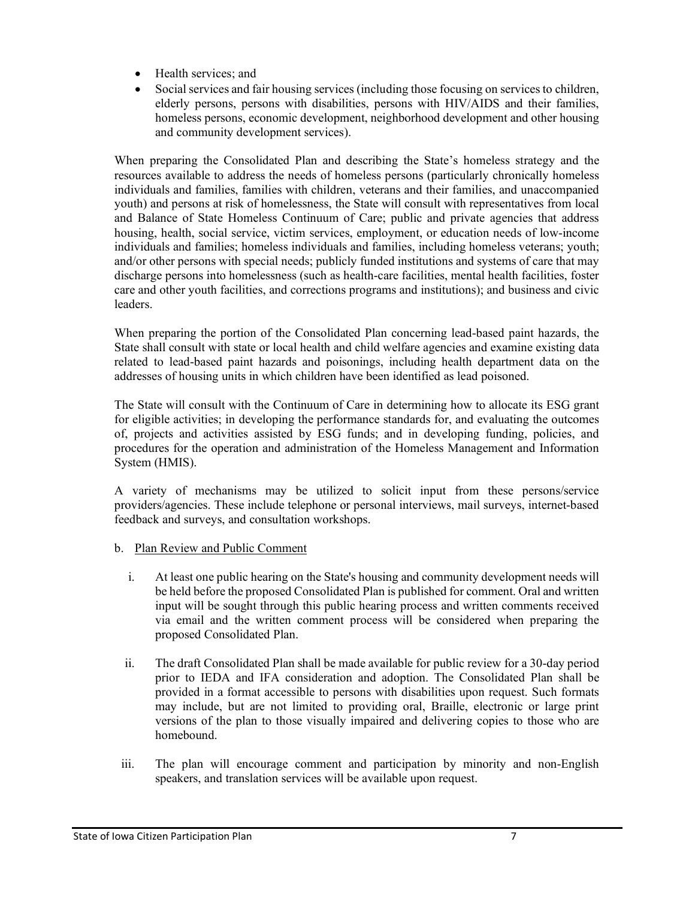- Health services; and
- Social services and fair housing services (including those focusing on services to children, elderly persons, persons with disabilities, persons with HIV/AIDS and their families, homeless persons, economic development, neighborhood development and other housing and community development services).

When preparing the Consolidated Plan and describing the State's homeless strategy and the resources available to address the needs of homeless persons (particularly chronically homeless individuals and families, families with children, veterans and their families, and unaccompanied youth) and persons at risk of homelessness, the State will consult with representatives from local and Balance of State Homeless Continuum of Care; public and private agencies that address housing, health, social service, victim services, employment, or education needs of low-income individuals and families; homeless individuals and families, including homeless veterans; youth; and/or other persons with special needs; publicly funded institutions and systems of care that may discharge persons into homelessness (such as health-care facilities, mental health facilities, foster care and other youth facilities, and corrections programs and institutions); and business and civic leaders.

When preparing the portion of the Consolidated Plan concerning lead-based paint hazards, the State shall consult with state or local health and child welfare agencies and examine existing data related to lead-based paint hazards and poisonings, including health department data on the addresses of housing units in which children have been identified as lead poisoned.

The State will consult with the Continuum of Care in determining how to allocate its ESG grant for eligible activities; in developing the performance standards for, and evaluating the outcomes of, projects and activities assisted by ESG funds; and in developing funding, policies, and procedures for the operation and administration of the Homeless Management and Information System (HMIS).

A variety of mechanisms may be utilized to solicit input from these persons/service providers/agencies. These include telephone or personal interviews, mail surveys, internet-based feedback and surveys, and consultation workshops.

b. Plan Review and Public Comment

i. At least one public hearing on the State's housing and community development needs will be held before the proposed Consolidated Plan is published for comment. Oral and written input will be sought through this public hearing process and written comments received via email and the written comment process will be considered when preparing the proposed Consolidated Plan.

ii. The draft Consolidated Plan shall be made available for public review for a 30-day period prior to IEDA and IFA consideration and adoption. The Consolidated Plan shall be provided in a format accessible to persons with disabilities upon request. Such formats may include, but are not limited to providing oral, Braille, electronic or large print versions of the plan to those visually impaired and delivering copies to those who are homebound.

iii. The plan will encourage comment and participation by minority and non-English speakers, and translation services will be available upon request.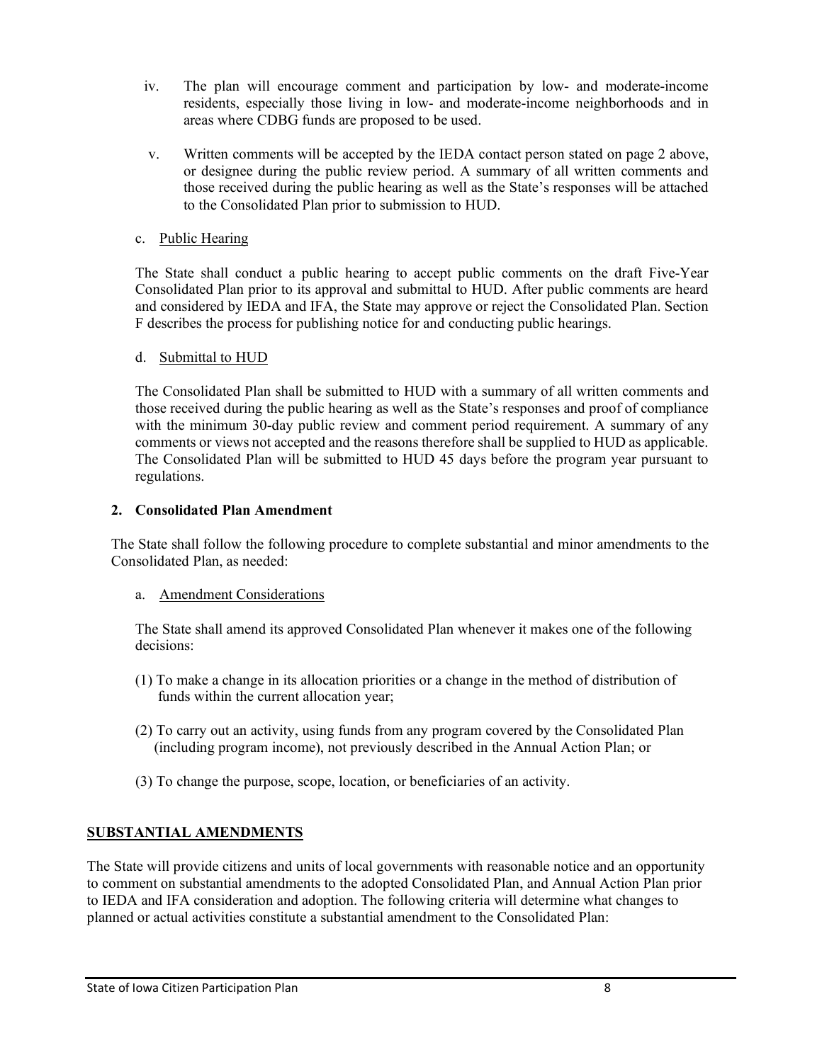iv. The plan will encourage comment and participation by low- and moderate-income residents, especially those living in low- and moderate-income neighborhoods and in areas where CDBG funds are proposed to be used.

v. Written comments will be accepted by the IEDA contact person stated on page 2 above, or designee during the public review period. A summary of all written comments and those received during the public hearing as well as the State's responses will be attached to the Consolidated Plan prior to submission to HUD.

c. Public Hearing

The State shall conduct a public hearing to accept public comments on the draft Five-Year Consolidated Plan prior to its approval and submittal to HUD. After public comments are heard and considered by IEDA and IFA, the State may approve or reject the Consolidated Plan. Section F describes the process for publishing notice for and conducting public hearings.

d. Submittal to HUD

The Consolidated Plan shall be submitted to HUD with a summary of all written comments and those received during the public hearing as well as the State's responses and proof of compliance with the minimum 30-day public review and comment period requirement. A summary of any comments or views not accepted and the reasons therefore shall be supplied to HUD as applicable. The Consolidated Plan will be submitted to HUD 45 days before the program year pursuant to regulations.

**2. Consolidated Plan Amendment**

The State shall follow the following procedure to complete substantial and minor amendments to the Consolidated Plan, as needed:

a. Amendment Considerations

The State shall amend its approved Consolidated Plan whenever it makes one of the following decisions:

(1) To make a change in its allocation priorities or a change in the method of distribution of funds within the current allocation year;

(2) To carry out an activity, using funds from any program covered by the Consolidated Plan (including program income), not previously described in the Annual Action Plan; or

(3) To change the purpose, scope, location, or beneficiaries of an activity.

**SUBSTANTIAL AMENDMENTS**

The State will provide citizens and units of local governments with reasonable notice and an opportunity to comment on substantial amendments to the adopted Consolidated Plan, and Annual Action Plan prior to IEDA and IFA consideration and adoption. The following criteria will determine what changes to planned or actual activities constitute a substantial amendment to the Consolidated Plan: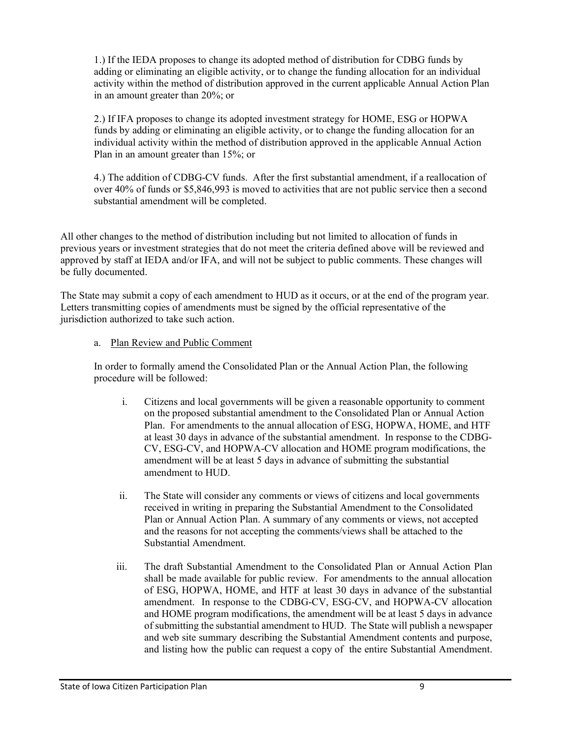1.) If the IEDA proposes to change its adopted method of distribution for CDBG funds by adding or eliminating an eligible activity, or to change the funding allocation for an individual activity within the method of distribution approved in the current applicable Annual Action Plan in an amount greater than 20%; or

2.) If IFA proposes to change its adopted investment strategy for HOME, ESG or HOPWA funds by adding or eliminating an eligible activity, or to change the funding allocation for an individual activity within the method of distribution approved in the applicable Annual Action Plan in an amount greater than 15%; or

4.) The addition of CDBG-CV funds. After the first substantial amendment, if a reallocation of over 40% of funds or $5,846,993 is moved to activities that are not public service then a second substantial amendment will be completed.

All other changes to the method of distribution including but not limited to allocation of funds in previous years or investment strategies that do not meet the criteria defined above will be reviewed and approved by staff at IEDA and/or IFA, and will not be subject to public comments. These changes will be fully documented.

The State may submit a copy of each amendment to HUD as it occurs, or at the end of the program year. Letters transmitting copies of amendments must be signed by the official representative of the jurisdiction authorized to take such action.

a. Plan Review and Public Comment

In order to formally amend the Consolidated Plan or the Annual Action Plan, the following procedure will be followed:

i. Citizens and local governments will be given a reasonable opportunity to comment on the proposed substantial amendment to the Consolidated Plan or Annual Action Plan. For amendments to the annual allocation of ESG, HOPWA, HOME, and HTF at least 30 days in advance of the substantial amendment. In response to the CDBG-CV, ESG-CV, and HOPWA-CV allocation and HOME program modifications, the amendment will be at least 5 days in advance of submitting the substantial amendment to HUD.

ii. The State will consider any comments or views of citizens and local governments received in writing in preparing the Substantial Amendment to the Consolidated Plan or Annual Action Plan. A summary of any comments or views, not accepted and the reasons for not accepting the comments/views shall be attached to the Substantial Amendment.

iii. The draft Substantial Amendment to the Consolidated Plan or Annual Action Plan shall be made available for public review. For amendments to the annual allocation of ESG, HOPWA, HOME, and HTF at least 30 days in advance of the substantial amendment. In response to the CDBG-CV, ESG-CV, and HOPWA-CV allocation and HOME program modifications, the amendment will be at least 5 days in advance of submitting the substantial amendment to HUD. The State will publish a newspaper and web site summary describing the Substantial Amendment contents and purpose, and listing how the public can request a copy of the entire Substantial Amendment.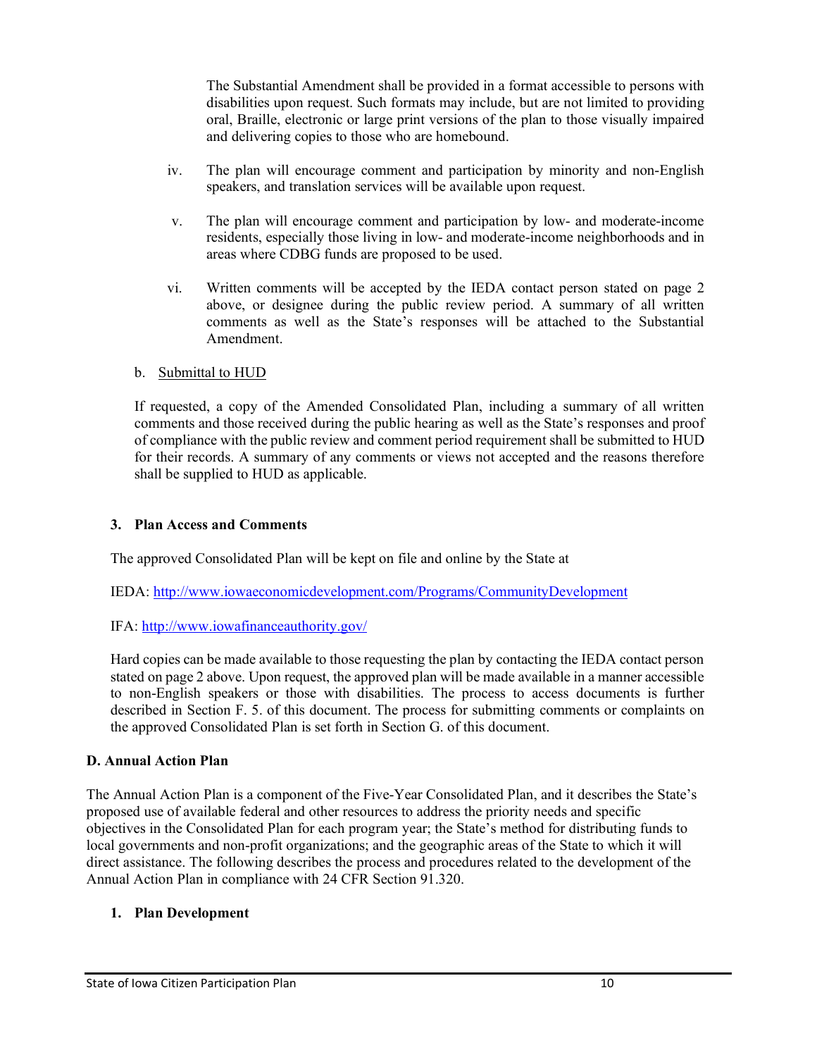The Substantial Amendment shall be provided in a format accessible to persons with disabilities upon request. Such formats may include, but are not limited to providing oral, Braille, electronic or large print versions of the plan to those visually impaired and delivering copies to those who are homebound.

iv. The plan will encourage comment and participation by minority and non-English speakers, and translation services will be available upon request.

v. The plan will encourage comment and participation by low- and moderate-income residents, especially those living in low- and moderate-income neighborhoods and in areas where CDBG funds are proposed to be used.

vi. Written comments will be accepted by the IEDA contact person stated on page 2 above, or designee during the public review period. A summary of all written comments as well as the State's responses will be attached to the Substantial Amendment.

b. Submittal to HUD

If requested, a copy of the Amended Consolidated Plan, including a summary of all written comments and those received during the public hearing as well as the State's responses and proof of compliance with the public review and comment period requirement shall be submitted to HUD for their records. A summary of any comments or views not accepted and the reasons therefore shall be supplied to HUD as applicable.

### 3. Plan Access and Comments

The approved Consolidated Plan will be kept on file and online by the State at

IEDA: [http://www.iowaeconomicdevelopment.com/Programs/CommunityDevelopment](http://www.iowaeconomicdevelopment.com/Programs/CommunityDevelopment)

IFA: [http://www.iowafinanceauthority.gov/](http://www.iowafinanceauthority.gov/)

Hard copies can be made available to those requesting the plan by contacting the IEDA contact person stated on page 2 above. Upon request, the approved plan will be made available in a manner accessible to non-English speakers or those with disabilities. The process to access documents is further described in Section F. 5. of this document. The process for submitting comments or complaints on the approved Consolidated Plan is set forth in Section G. of this document.

## D. Annual Action Plan

The Annual Action Plan is a component of the Five-Year Consolidated Plan, and it describes the State's proposed use of available federal and other resources to address the priority needs and specific objectives in the Consolidated Plan for each program year; the State's method for distributing funds to local governments and non-profit organizations; and the geographic areas of the State to which it will direct assistance. The following describes the process and procedures related to the development of the Annual Action Plan in compliance with 24 CFR Section 91.320.

### 1. Plan Development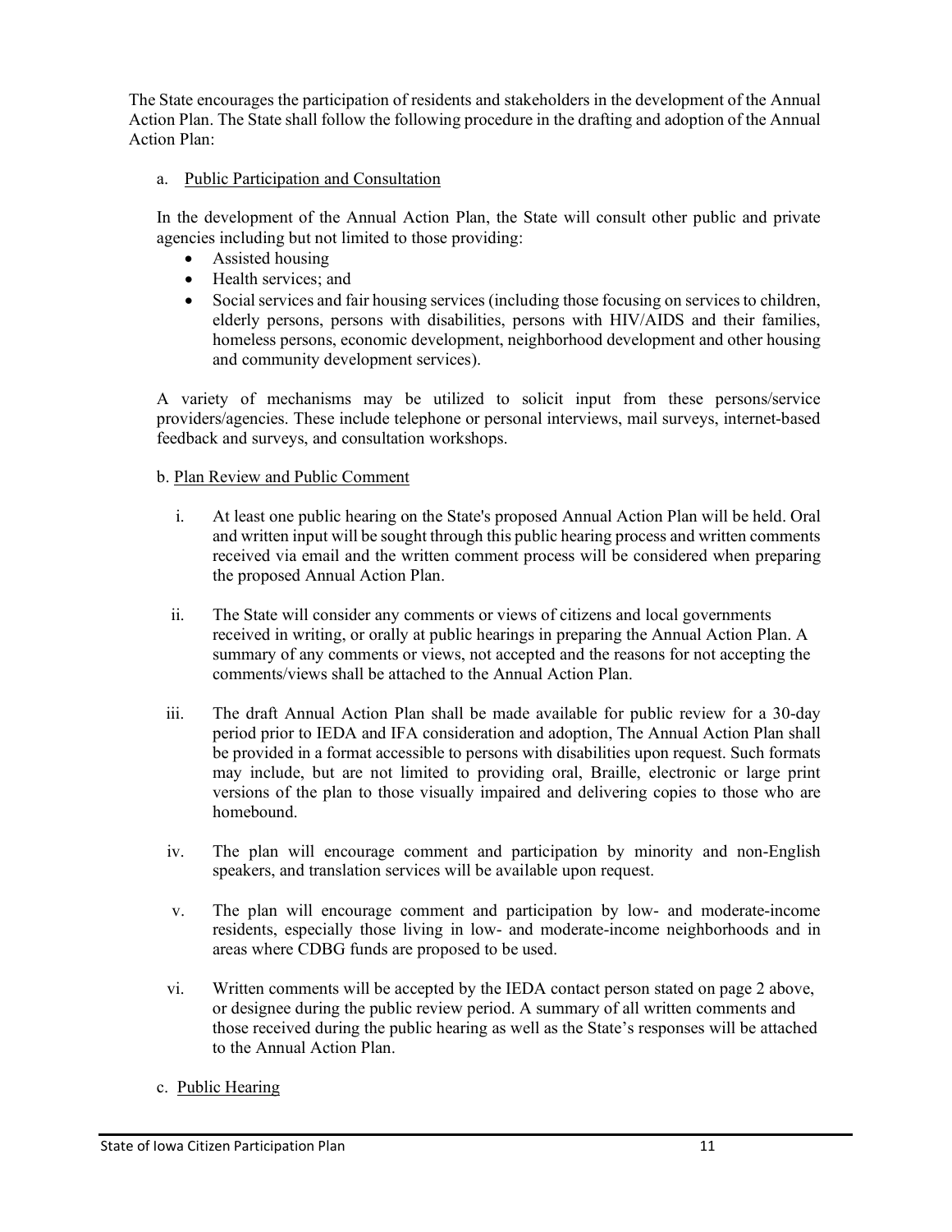The State encourages the participation of residents and stakeholders in the development of the Annual Action Plan. The State shall follow the following procedure in the drafting and adoption of the Annual Action Plan:

a. <u>Public Participation and Consultation</u>

In the development of the Annual Action Plan, the State will consult other public and private agencies including but not limited to those providing:

- Assisted housing
- Health services; and
- Social services and fair housing services (including those focusing on services to children, elderly persons, persons with disabilities, persons with HIV/AIDS and their families, homeless persons, economic development, neighborhood development and other housing and community development services).

A variety of mechanisms may be utilized to solicit input from these persons/service providers/agencies. These include telephone or personal interviews, mail surveys, internet-based feedback and surveys, and consultation workshops.

b. <u>Plan Review and Public Comment</u>

i. At least one public hearing on the State's proposed Annual Action Plan will be held. Oral and written input will be sought through this public hearing process and written comments received via email and the written comment process will be considered when preparing the proposed Annual Action Plan.

ii. The State will consider any comments or views of citizens and local governments received in writing, or orally at public hearings in preparing the Annual Action Plan. A summary of any comments or views, not accepted and the reasons for not accepting the comments/views shall be attached to the Annual Action Plan.

iii. The draft Annual Action Plan shall be made available for public review for a 30-day period prior to IEDA and IFA consideration and adoption, The Annual Action Plan shall be provided in a format accessible to persons with disabilities upon request. Such formats may include, but are not limited to providing oral, Braille, electronic or large print versions of the plan to those visually impaired and delivering copies to those who are homebound.

iv. The plan will encourage comment and participation by minority and non-English speakers, and translation services will be available upon request.

v. The plan will encourage comment and participation by low- and moderate-income residents, especially those living in low- and moderate-income neighborhoods and in areas where CDBG funds are proposed to be used.

vi. Written comments will be accepted by the IEDA contact person stated on page 2 above, or designee during the public review period. A summary of all written comments and those received during the public hearing as well as the State's responses will be attached to the Annual Action Plan.

c. <u>Public Hearing</u>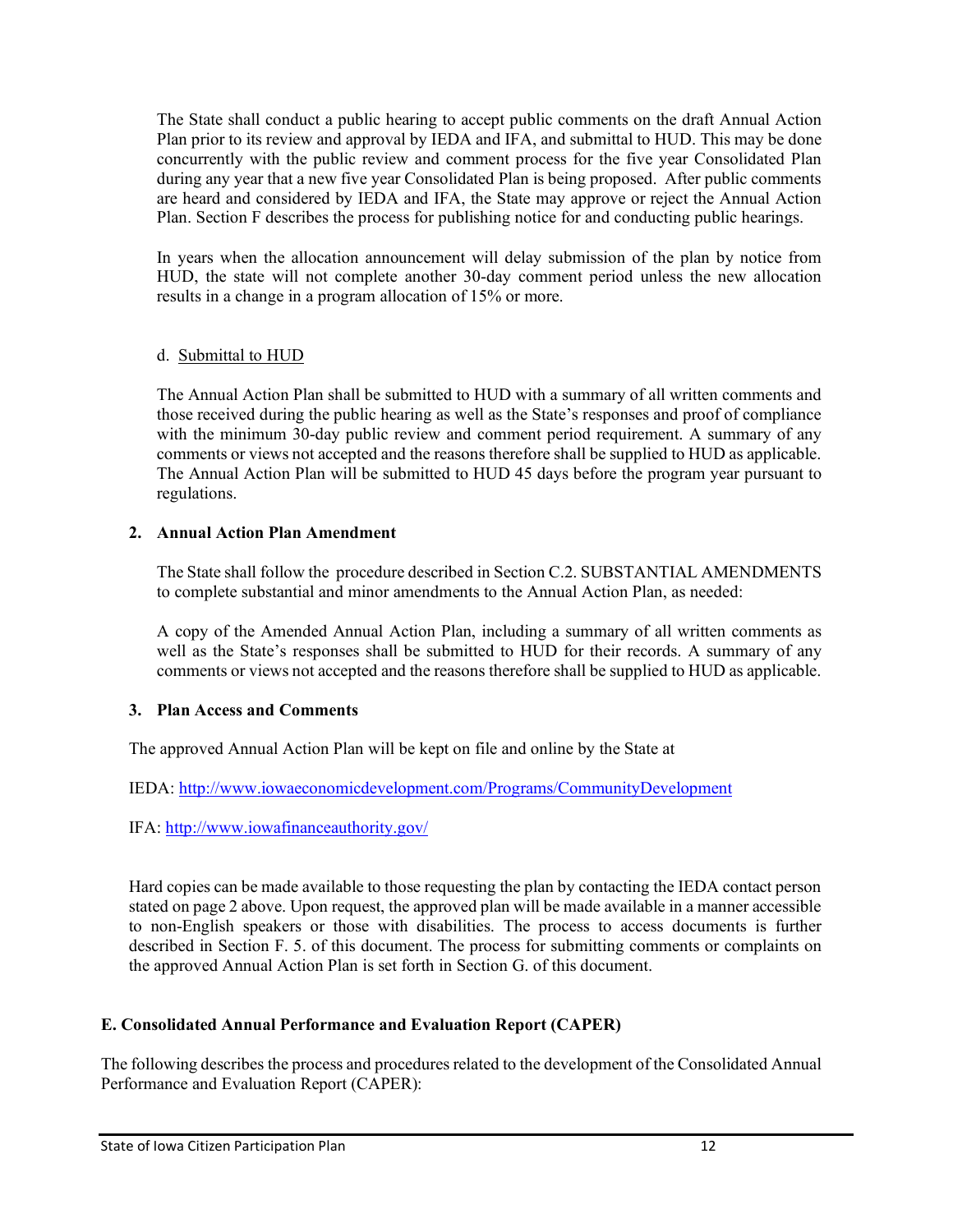The State shall conduct a public hearing to accept public comments on the draft Annual Action Plan prior to its review and approval by IEDA and IFA, and submittal to HUD. This may be done concurrently with the public review and comment process for the five year Consolidated Plan during any year that a new five year Consolidated Plan is being proposed. After public comments are heard and considered by IEDA and IFA, the State may approve or reject the Annual Action Plan. Section F describes the process for publishing notice for and conducting public hearings.

In years when the allocation announcement will delay submission of the plan by notice from HUD, the state will not complete another 30-day comment period unless the new allocation results in a change in a program allocation of 15% or more.

d. Submittal to HUD

The Annual Action Plan shall be submitted to HUD with a summary of all written comments and those received during the public hearing as well as the State's responses and proof of compliance with the minimum 30-day public review and comment period requirement. A summary of any comments or views not accepted and the reasons therefore shall be supplied to HUD as applicable. The Annual Action Plan will be submitted to HUD 45 days before the program year pursuant to regulations.

### 2. Annual Action Plan Amendment

The State shall follow the procedure described in Section C.2. SUBSTANTIAL AMENDMENTS to complete substantial and minor amendments to the Annual Action Plan, as needed:

A copy of the Amended Annual Action Plan, including a summary of all written comments as well as the State's responses shall be submitted to HUD for their records. A summary of any comments or views not accepted and the reasons therefore shall be supplied to HUD as applicable.

### 3. Plan Access and Comments

The approved Annual Action Plan will be kept on file and online by the State at

IEDA: http://www.iowaeconomicdevelopment.com/Programs/CommunityDevelopment

IFA: http://www.iowafinanceauthority.gov/

Hard copies can be made available to those requesting the plan by contacting the IEDA contact person stated on page 2 above. Upon request, the approved plan will be made available in a manner accessible to non-English speakers or those with disabilities. The process to access documents is further described in Section F. 5. of this document. The process for submitting comments or complaints on the approved Annual Action Plan is set forth in Section G. of this document.

## E. Consolidated Annual Performance and Evaluation Report (CAPER)

The following describes the process and procedures related to the development of the Consolidated Annual Performance and Evaluation Report (CAPER):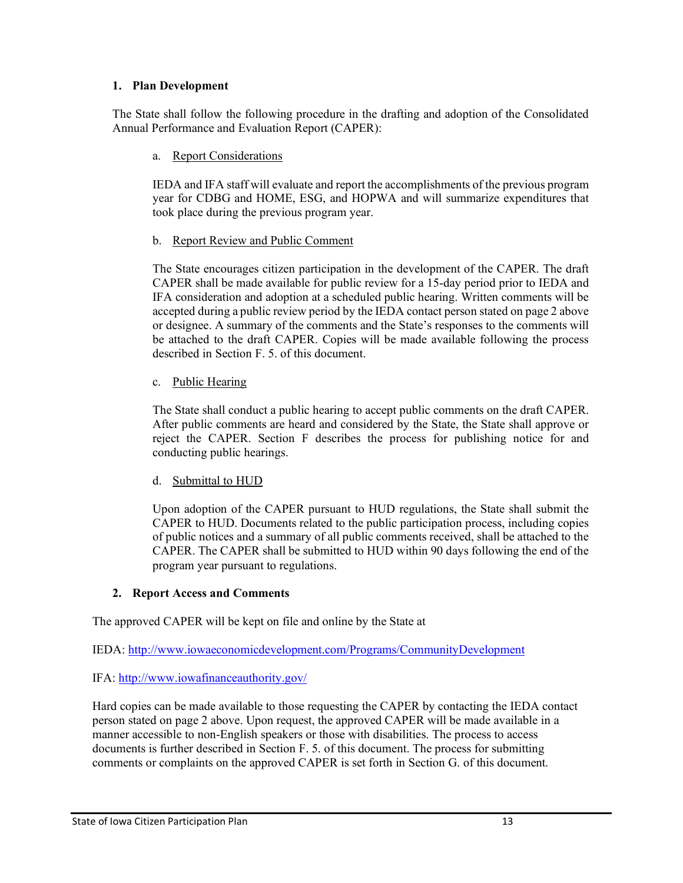### 1. Plan Development

The State shall follow the following procedure in the drafting and adoption of the Consolidated Annual Performance and Evaluation Report (CAPER):

a. Report Considerations

IEDA and IFA staff will evaluate and report the accomplishments of the previous program year for CDBG and HOME, ESG, and HOPWA and will summarize expenditures that took place during the previous program year.

b. Report Review and Public Comment

The State encourages citizen participation in the development of the CAPER. The draft CAPER shall be made available for public review for a 15-day period prior to IEDA and IFA consideration and adoption at a scheduled public hearing. Written comments will be accepted during a public review period by the IEDA contact person stated on page 2 above or designee. A summary of the comments and the State's responses to the comments will be attached to the draft CAPER. Copies will be made available following the process described in Section F. 5. of this document.

c. Public Hearing

The State shall conduct a public hearing to accept public comments on the draft CAPER. After public comments are heard and considered by the State, the State shall approve or reject the CAPER. Section F describes the process for publishing notice for and conducting public hearings.

d. Submittal to HUD

Upon adoption of the CAPER pursuant to HUD regulations, the State shall submit the CAPER to HUD. Documents related to the public participation process, including copies of public notices and a summary of all public comments received, shall be attached to the CAPER. The CAPER shall be submitted to HUD within 90 days following the end of the program year pursuant to regulations.

### 2. Report Access and Comments

The approved CAPER will be kept on file and online by the State at

IEDA: http://www.iowaeconomicdevelopment.com/Programs/CommunityDevelopment

IFA: http://www.iowafinanceauthority.gov/

Hard copies can be made available to those requesting the CAPER by contacting the IEDA contact person stated on page 2 above. Upon request, the approved CAPER will be made available in a manner accessible to non-English speakers or those with disabilities. The process to access documents is further described in Section F. 5. of this document. The process for submitting comments or complaints on the approved CAPER is set forth in Section G. of this document.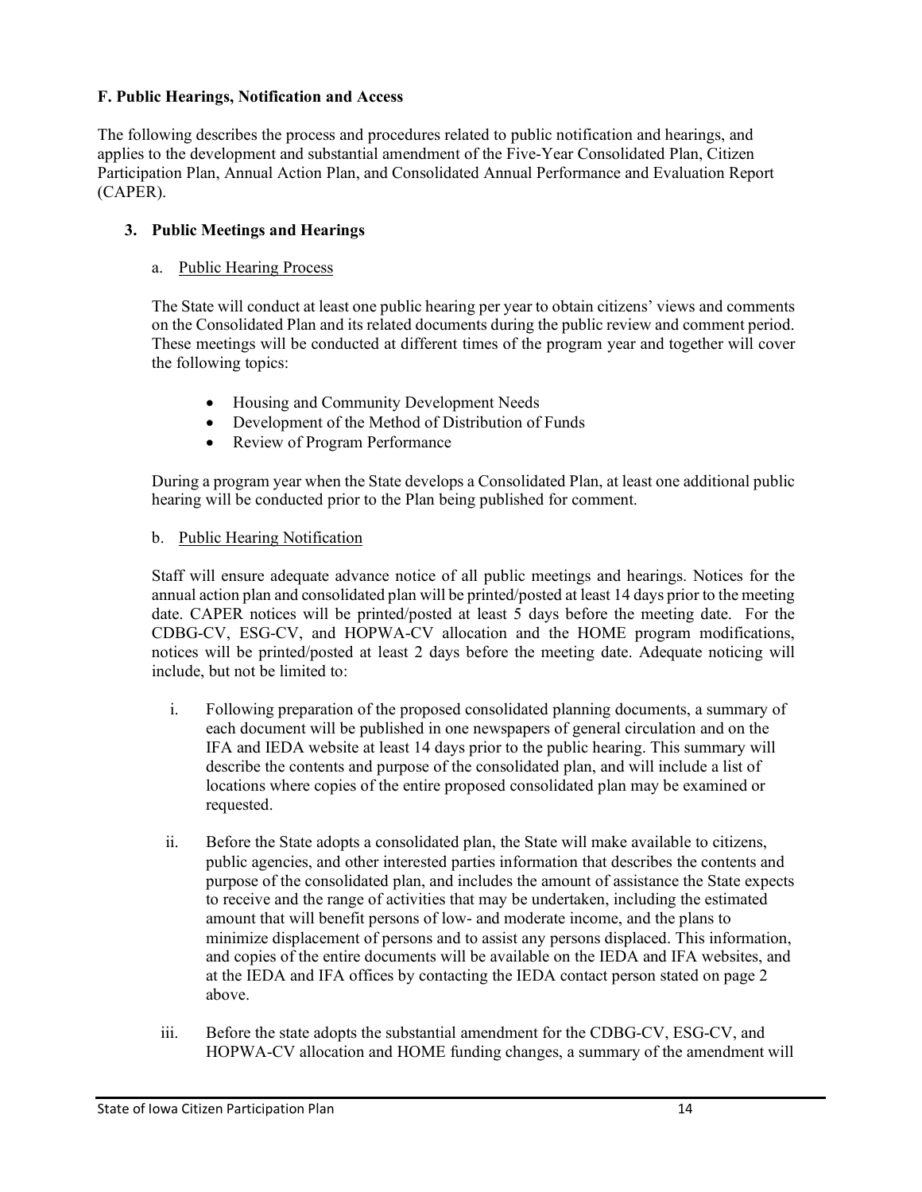### F. Public Hearings, Notification and Access

The following describes the process and procedures related to public notification and hearings, and applies to the development and substantial amendment of the Five-Year Consolidated Plan, Citizen Participation Plan, Annual Action Plan, and Consolidated Annual Performance and Evaluation Report (CAPER).

#### 3. Public Meetings and Hearings

a. Public Hearing Process

The State will conduct at least one public hearing per year to obtain citizens' views and comments on the Consolidated Plan and its related documents during the public review and comment period. These meetings will be conducted at different times of the program year and together will cover the following topics:

- Housing and Community Development Needs
- Development of the Method of Distribution of Funds
- Review of Program Performance

During a program year when the State develops a Consolidated Plan, at least one additional public hearing will be conducted prior to the Plan being published for comment.

b. Public Hearing Notification

Staff will ensure adequate advance notice of all public meetings and hearings. Notices for the annual action plan and consolidated plan will be printed/posted at least 14 days prior to the meeting date. CAPER notices will be printed/posted at least 5 days before the meeting date. For the CDBG-CV, ESG-CV, and HOPWA-CV allocation and the HOME program modifications, notices will be printed/posted at least 2 days before the meeting date. Adequate noticing will include, but not be limited to:

i. Following preparation of the proposed consolidated planning documents, a summary of each document will be published in one newspapers of general circulation and on the IFA and IEDA website at least 14 days prior to the public hearing. This summary will describe the contents and purpose of the consolidated plan, and will include a list of locations where copies of the entire proposed consolidated plan may be examined or requested.

ii. Before the State adopts a consolidated plan, the State will make available to citizens, public agencies, and other interested parties information that describes the contents and purpose of the consolidated plan, and includes the amount of assistance the State expects to receive and the range of activities that may be undertaken, including the estimated amount that will benefit persons of low- and moderate income, and the plans to minimize displacement of persons and to assist any persons displaced. This information, and copies of the entire documents will be available on the IEDA and IFA websites, and at the IEDA and IFA offices by contacting the IEDA contact person stated on page 2 above.

iii. Before the state adopts the substantial amendment for the CDBG-CV, ESG-CV, and HOPWA-CV allocation and HOME funding changes, a summary of the amendment will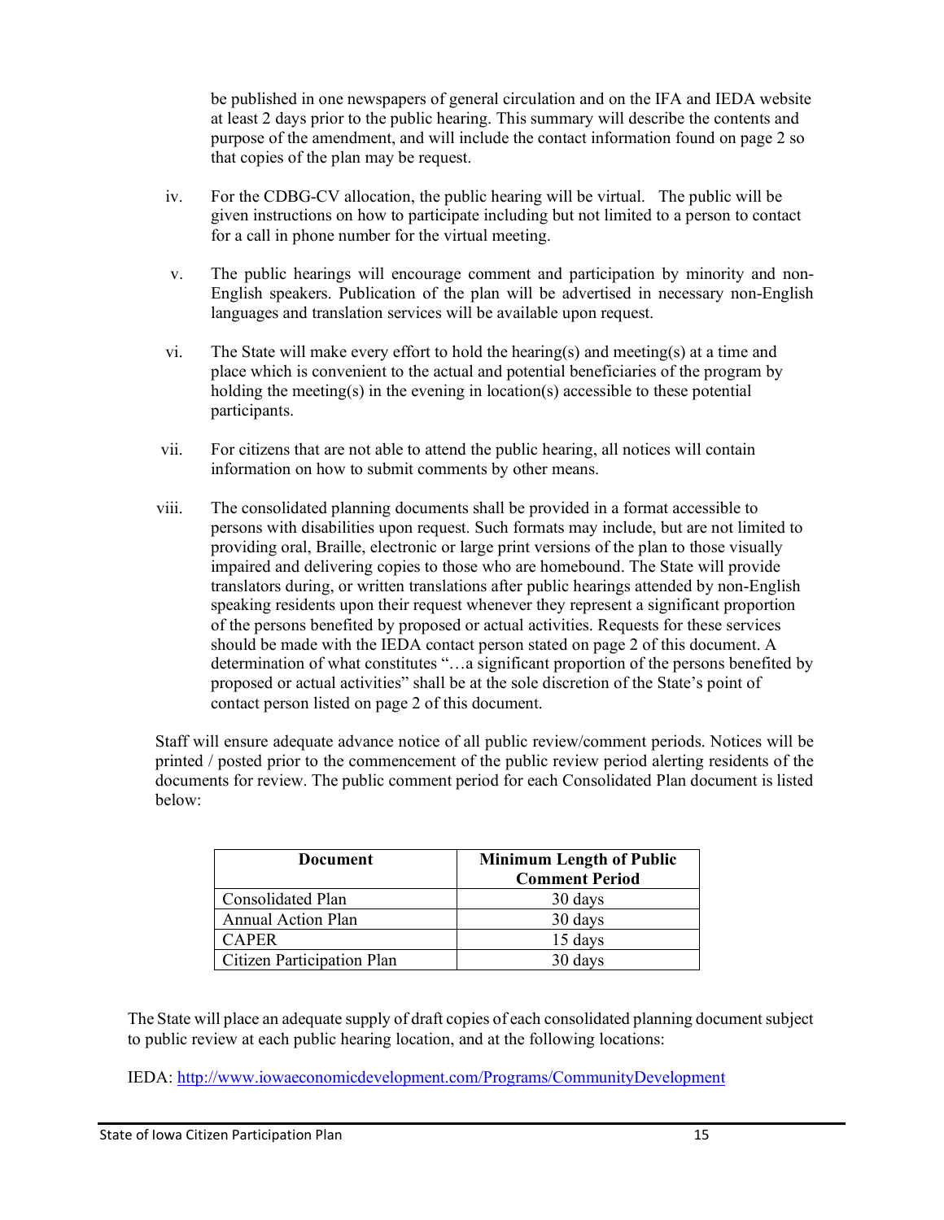be published in one newspapers of general circulation and on the IFA and IEDA website at least 2 days prior to the public hearing. This summary will describe the contents and purpose of the amendment, and will include the contact information found on page 2 so that copies of the plan may be request.

iv. For the CDBG-CV allocation, the public hearing will be virtual. The public will be given instructions on how to participate including but not limited to a person to contact for a call in phone number for the virtual meeting.

v. The public hearings will encourage comment and participation by minority and non-English speakers. Publication of the plan will be advertised in necessary non-English languages and translation services will be available upon request.

vi. The State will make every effort to hold the hearing(s) and meeting(s) at a time and place which is convenient to the actual and potential beneficiaries of the program by holding the meeting(s) in the evening in location(s) accessible to these potential participants.

vii. For citizens that are not able to attend the public hearing, all notices will contain information on how to submit comments by other means.

viii. The consolidated planning documents shall be provided in a format accessible to persons with disabilities upon request. Such formats may include, but are not limited to providing oral, Braille, electronic or large print versions of the plan to those visually impaired and delivering copies to those who are homebound. The State will provide translators during, or written translations after public hearings attended by non-English speaking residents upon their request whenever they represent a significant proportion of the persons benefited by proposed or actual activities. Requests for these services should be made with the IEDA contact person stated on page 2 of this document. A determination of what constitutes "…a significant proportion of the persons benefited by proposed or actual activities" shall be at the sole discretion of the State's point of contact person listed on page 2 of this document.

Staff will ensure adequate advance notice of all public review/comment periods. Notices will be printed / posted prior to the commencement of the public review period alerting residents of the documents for review. The public comment period for each Consolidated Plan document is listed below:

| Document | Minimum Length of Public Comment Period |
|---|---|
| Consolidated Plan | 30 days |
| Annual Action Plan | 30 days |
| CAPER | 15 days |
| Citizen Participation Plan | 30 days |

The State will place an adequate supply of draft copies of each consolidated planning document subject to public review at each public hearing location, and at the following locations:

IEDA: http://www.iowaeconomicdevelopment.com/Programs/CommunityDevelopment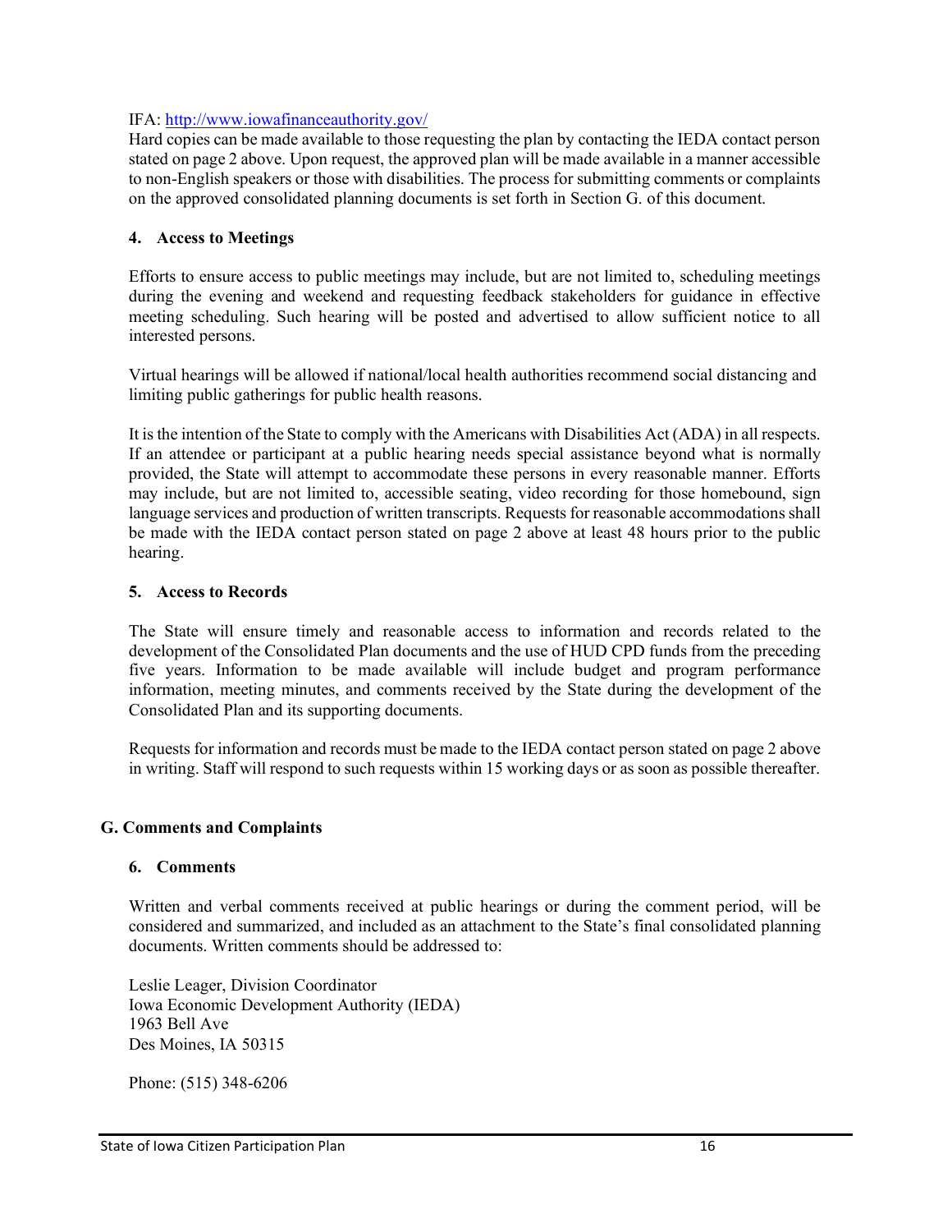IFA: [http://www.iowafinanceauthority.gov/](http://www.iowafinanceauthority.gov/)
Hard copies can be made available to those requesting the plan by contacting the IEDA contact person stated on page 2 above. Upon request, the approved plan will be made available in a manner accessible to non-English speakers or those with disabilities. The process for submitting comments or complaints on the approved consolidated planning documents is set forth in Section G. of this document.

### 4. Access to Meetings

Efforts to ensure access to public meetings may include, but are not limited to, scheduling meetings during the evening and weekend and requesting feedback stakeholders for guidance in effective meeting scheduling. Such hearing will be posted and advertised to allow sufficient notice to all interested persons.

Virtual hearings will be allowed if national/local health authorities recommend social distancing and limiting public gatherings for public health reasons.

It is the intention of the State to comply with the Americans with Disabilities Act (ADA) in all respects. If an attendee or participant at a public hearing needs special assistance beyond what is normally provided, the State will attempt to accommodate these persons in every reasonable manner. Efforts may include, but are not limited to, accessible seating, video recording for those homebound, sign language services and production of written transcripts. Requests for reasonable accommodations shall be made with the IEDA contact person stated on page 2 above at least 48 hours prior to the public hearing.

### 5. Access to Records

The State will ensure timely and reasonable access to information and records related to the development of the Consolidated Plan documents and the use of HUD CPD funds from the preceding five years. Information to be made available will include budget and program performance information, meeting minutes, and comments received by the State during the development of the Consolidated Plan and its supporting documents.

Requests for information and records must be made to the IEDA contact person stated on page 2 above in writing. Staff will respond to such requests within 15 working days or as soon as possible thereafter.

## G. Comments and Complaints

### 6. Comments

Written and verbal comments received at public hearings or during the comment period, will be considered and summarized, and included as an attachment to the State's final consolidated planning documents. Written comments should be addressed to:

Leslie Leager, Division Coordinator
Iowa Economic Development Authority (IEDA)
1963 Bell Ave
Des Moines, IA 50315

Phone: (515) 348-6206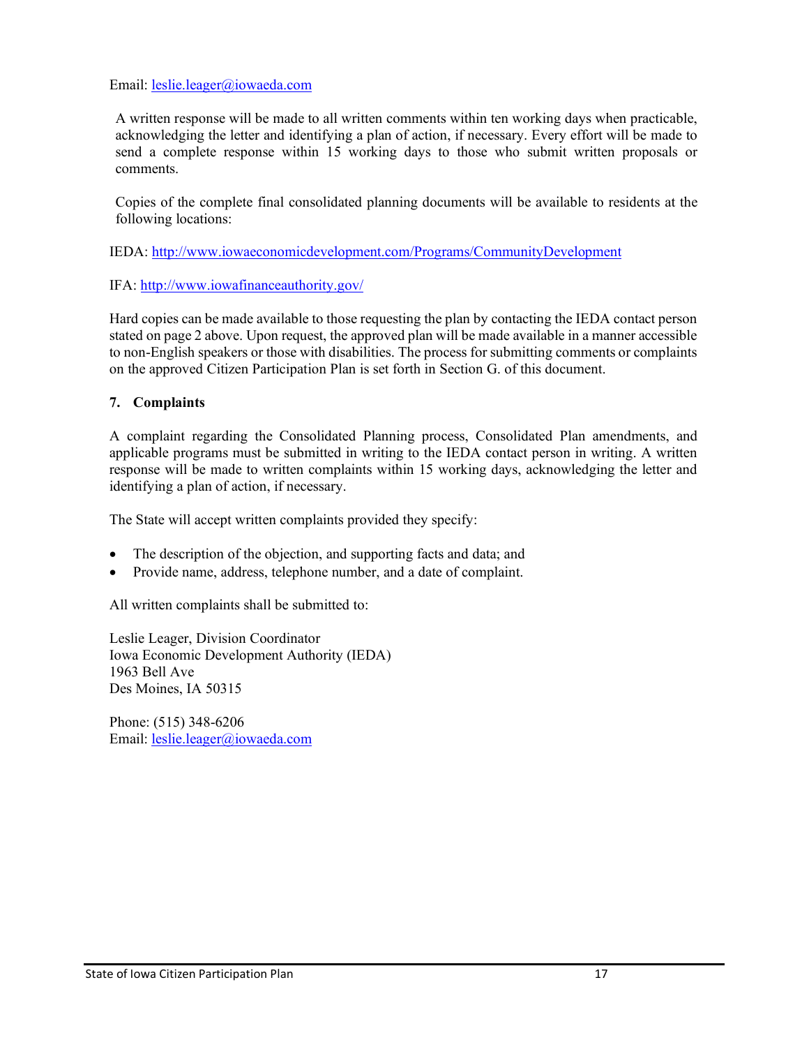Email: leslie.leager@iowaeda.com

A written response will be made to all written comments within ten working days when practicable, acknowledging the letter and identifying a plan of action, if necessary. Every effort will be made to send a complete response within 15 working days to those who submit written proposals or comments.

Copies of the complete final consolidated planning documents will be available to residents at the following locations:

IEDA: http://www.iowaeconomicdevelopment.com/Programs/CommunityDevelopment

IFA: http://www.iowafinanceauthority.gov/

Hard copies can be made available to those requesting the plan by contacting the IEDA contact person stated on page 2 above. Upon request, the approved plan will be made available in a manner accessible to non-English speakers or those with disabilities. The process for submitting comments or complaints on the approved Citizen Participation Plan is set forth in Section G. of this document.

### 7. Complaints

A complaint regarding the Consolidated Planning process, Consolidated Plan amendments, and applicable programs must be submitted in writing to the IEDA contact person in writing. A written response will be made to written complaints within 15 working days, acknowledging the letter and identifying a plan of action, if necessary.

The State will accept written complaints provided they specify:

- The description of the objection, and supporting facts and data; and
- Provide name, address, telephone number, and a date of complaint.

All written complaints shall be submitted to:

Leslie Leager, Division Coordinator
Iowa Economic Development Authority (IEDA)
1963 Bell Ave
Des Moines, IA 50315

Phone: (515) 348-6206
Email: leslie.leager@iowaeda.com